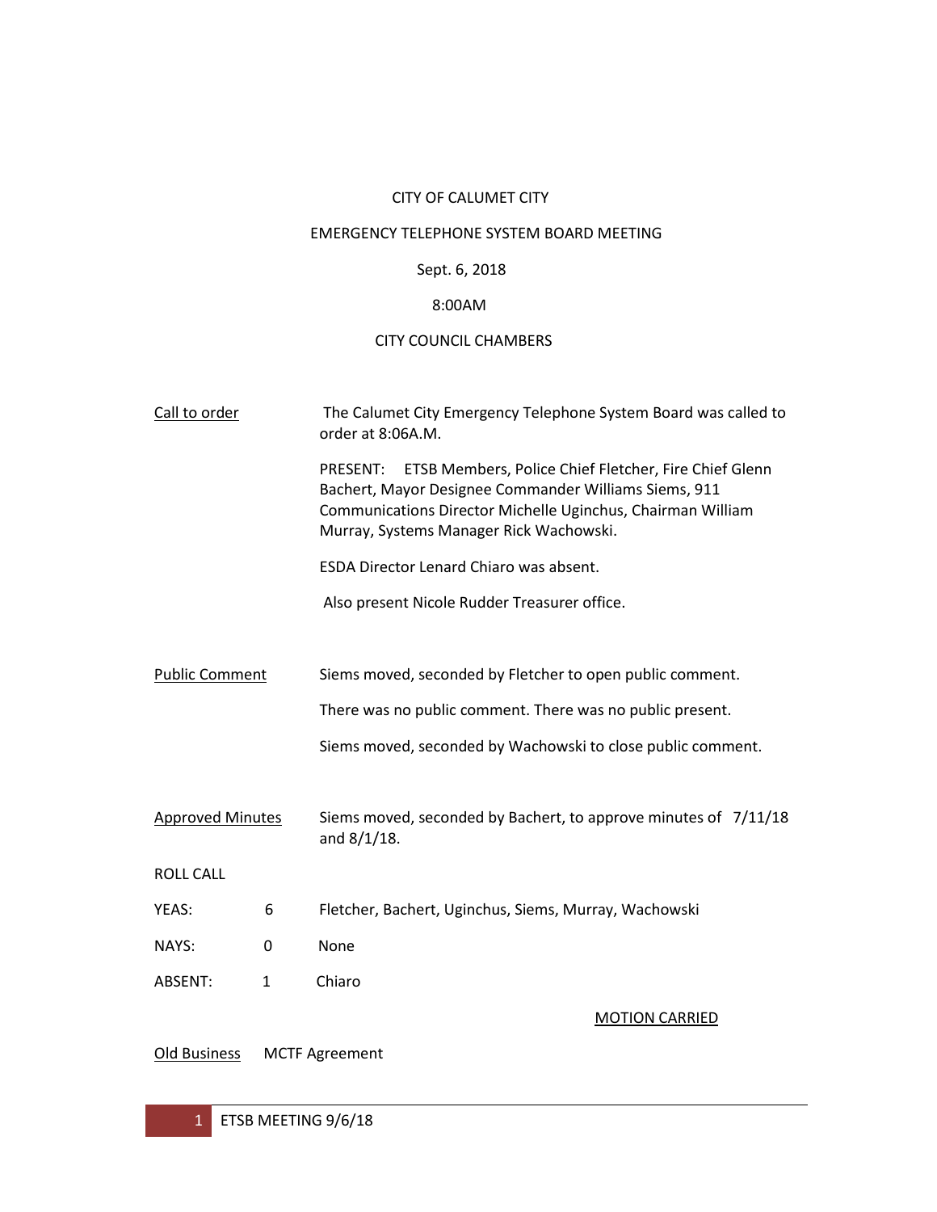CITY OF CALUMET CITY

EMERGENCY TELEPHONE SYSTEM BOARD MEETING

Sept. 6, 2018

8:00AM

CITY COUNCIL CHAMBERS

Call to order — The Calumet City Emergency Telephone System Board was called to order at 8:06A.M.

PRESENT: ETSB Members, Police Chief Fletcher, Fire Chief Glenn Bachert, Mayor Designee Commander Williams Siems, 911 Communications Director Michelle Uginchus, Chairman William Murray, Systems Manager Rick Wachowski.

ESDA Director Lenard Chiaro was absent.

Also present Nicole Rudder Treasurer office.

Public Comment — Siems moved, seconded by Fletcher to open public comment.

There was no public comment. There was no public present.

Siems moved, seconded by Wachowski to close public comment.

Approved Minutes — Siems moved, seconded by Bachert, to approve minutes of 7/11/18 and 8/1/18.

ROLL CALL

| | | |
|---|---|---|
| YEAS: | 6 | Fletcher, Bachert, Uginchus, Siems, Murray, Wachowski |
| NAYS: | 0 | None |
| ABSENT: | 1 | Chiaro |

MOTION CARRIED

Old Business — MCTF Agreement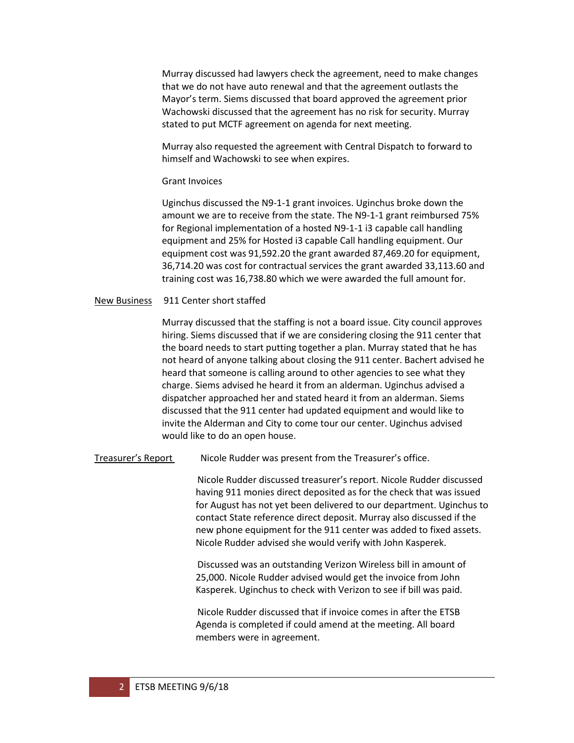Murray discussed had lawyers check the agreement, need to make changes that we do not have auto renewal and that the agreement outlasts the Mayor's term. Siems discussed that board approved the agreement prior Wachowski discussed that the agreement has no risk for security. Murray stated to put MCTF agreement on agenda for next meeting.

Murray also requested the agreement with Central Dispatch to forward to himself and Wachowski to see when expires.

Grant Invoices

Uginchus discussed the N9-1-1 grant invoices. Uginchus broke down the amount we are to receive from the state. The N9-1-1 grant reimbursed 75% for Regional implementation of a hosted N9-1-1 i3 capable call handling equipment and 25% for Hosted i3 capable Call handling equipment. Our equipment cost was 91,592.20 the grant awarded 87,469.20 for equipment, 36,714.20 was cost for contractual services the grant awarded 33,113.60 and training cost was 16,738.80 which we were awarded the full amount for.

<u>New Business</u> 911 Center short staffed

Murray discussed that the staffing is not a board issue. City council approves hiring. Siems discussed that if we are considering closing the 911 center that the board needs to start putting together a plan. Murray stated that he has not heard of anyone talking about closing the 911 center. Bachert advised he heard that someone is calling around to other agencies to see what they charge. Siems advised he heard it from an alderman. Uginchus advised a dispatcher approached her and stated heard it from an alderman. Siems discussed that the 911 center had updated equipment and would like to invite the Alderman and City to come tour our center. Uginchus advised would like to do an open house.

<u>Treasurer's Report</u> Nicole Rudder was present from the Treasurer's office.

Nicole Rudder discussed treasurer's report. Nicole Rudder discussed having 911 monies direct deposited as for the check that was issued for August has not yet been delivered to our department. Uginchus to contact State reference direct deposit. Murray also discussed if the new phone equipment for the 911 center was added to fixed assets. Nicole Rudder advised she would verify with John Kasperek.

Discussed was an outstanding Verizon Wireless bill in amount of 25,000. Nicole Rudder advised would get the invoice from John Kasperek. Uginchus to check with Verizon to see if bill was paid.

Nicole Rudder discussed that if invoice comes in after the ETSB Agenda is completed if could amend at the meeting. All board members were in agreement.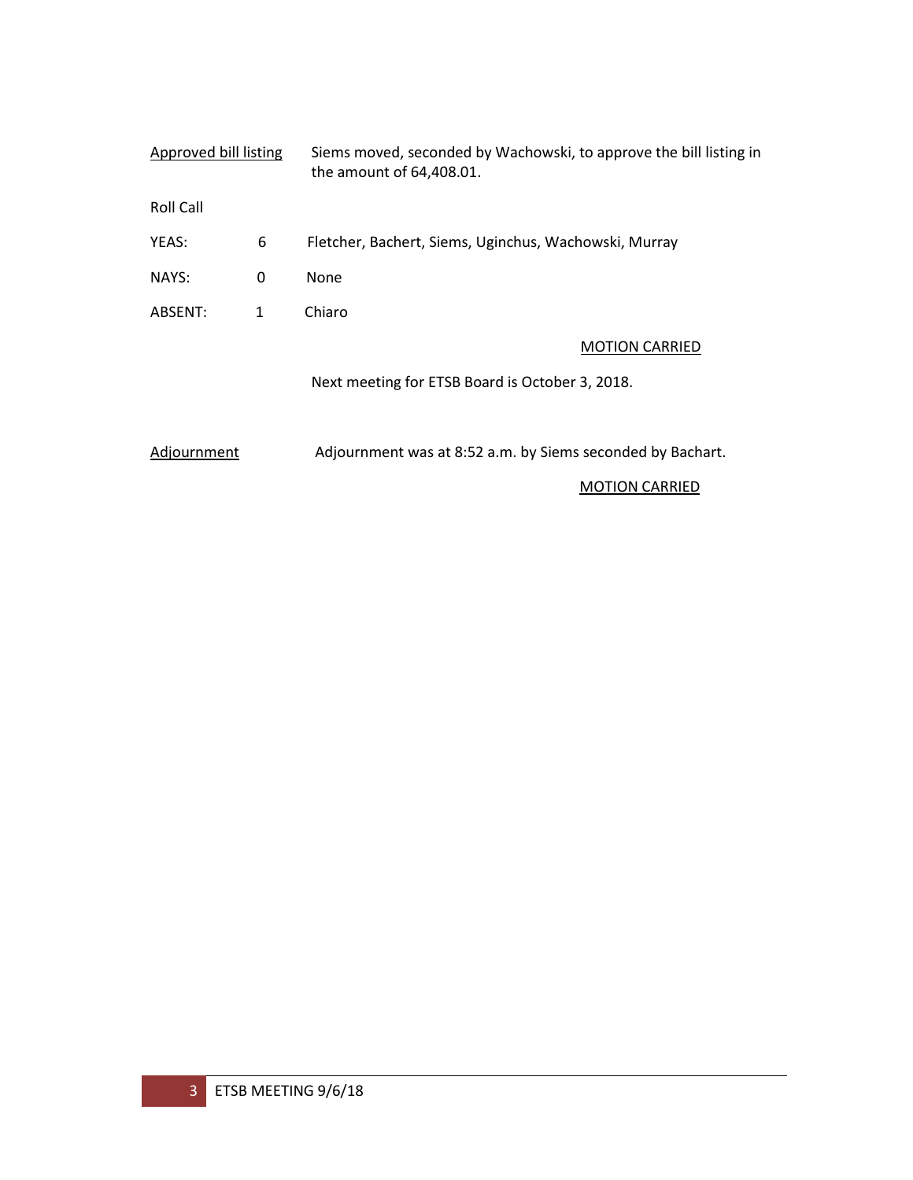<u>Approved bill listing</u> Siems moved, seconded by Wachowski, to approve the bill listing in the amount of 64,408.01.

Roll Call

| | | |
|---|---|---|
| YEAS: | 6 | Fletcher, Bachert, Siems, Uginchus, Wachowski, Murray |
| NAYS: | 0 | None |
| ABSENT: | 1 | Chiaro |

<u>MOTION CARRIED</u>

Next meeting for ETSB Board is October 3, 2018.

<u>Adjournment</u> Adjournment was at 8:52 a.m. by Siems seconded by Bachart.

<u>MOTION CARRIED</u>